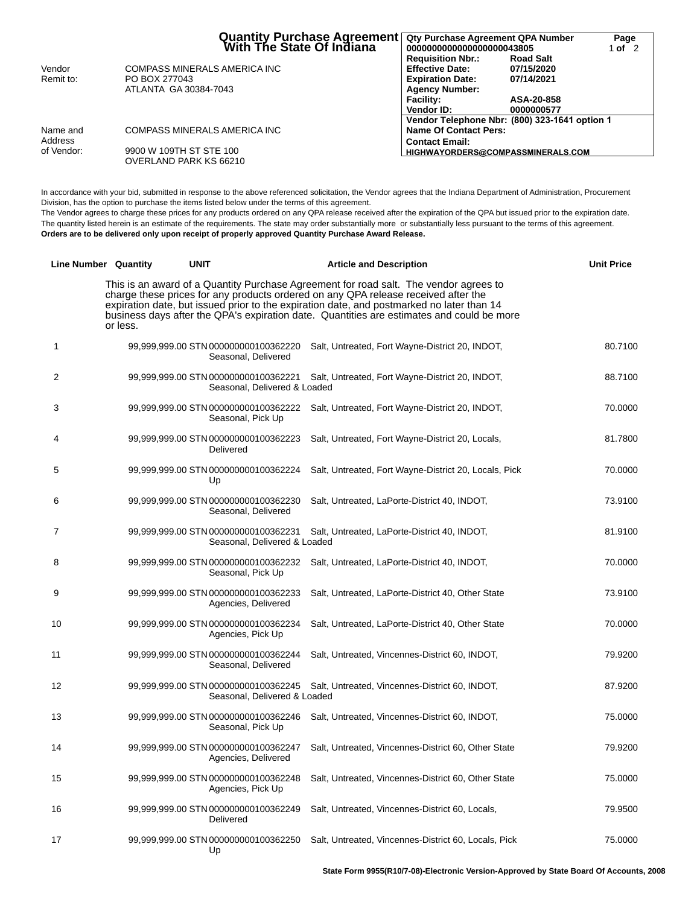# Quantity Purchase Agreement With The State Of Indiana

| | |
|---|---|
| **Qty Purchase Agreement QPA Number** | 00000000000000000043805 |
| **Requisition Nbr.:** | Road Salt |
| **Effective Date:** | 07/15/2020 |
| **Expiration Date:** | 07/14/2021 |
| **Agency Number:** | |
| **Facility:** | ASA-20-858 |
| **Vendor ID:** | 0000000577 |
| **Vendor Telephone Nbr:** | (800) 323-1641 option 1 |
| **Name Of Contact Pers:** | |
| **Contact Email:** | HIGHWAYORDERS@COMPASSMINERALS.COM |

Vendor Remit to: COMPASS MINERALS AMERICA INC
PO BOX 277043
ATLANTA GA 30384-7043

Name and Address of Vendor: COMPASS MINERALS AMERICA INC
9900 W 109TH ST STE 100
OVERLAND PARK KS 66210

In accordance with your bid, submitted in response to the above referenced solicitation, the Vendor agrees that the Indiana Department of Administration, Procurement Division, has the option to purchase the items listed below under the terms of this agreement.
The Vendor agrees to charge these prices for any products ordered on any QPA release received after the expiration of the QPA but issued prior to the expiration date.
The quantity listed herein is an estimate of the requirements. The state may order substantially more or substantially less pursuant to the terms of this agreement.
**Orders are to be delivered only upon receipt of properly approved Quantity Purchase Award Release.**

| Line Number | Quantity | UNIT | Article and Description | Unit Price |
|---|---|---|---|---|
| | | | This is an award of a Quantity Purchase Agreement for road salt. The vendor agrees to charge these prices for any products ordered on any QPA release received after the expiration date, but issued prior to the expiration date, and postmarked no later than 14 business days after the QPA's expiration date. Quantities are estimates and could be more or less. | |
| 1 | 99,999,999.00 | STN | 000000000100362220 Salt, Untreated, Fort Wayne-District 20, INDOT, Seasonal, Delivered | 80.7100 |
| 2 | 99,999,999.00 | STN | 000000000100362221 Salt, Untreated, Fort Wayne-District 20, INDOT, Seasonal, Delivered & Loaded | 88.7100 |
| 3 | 99,999,999.00 | STN | 000000000100362222 Salt, Untreated, Fort Wayne-District 20, INDOT, Seasonal, Pick Up | 70.0000 |
| 4 | 99,999,999.00 | STN | 000000000100362223 Salt, Untreated, Fort Wayne-District 20, Locals, Delivered | 81.7800 |
| 5 | 99,999,999.00 | STN | 000000000100362224 Salt, Untreated, Fort Wayne-District 20, Locals, Pick Up | 70.0000 |
| 6 | 99,999,999.00 | STN | 000000000100362230 Salt, Untreated, LaPorte-District 40, INDOT, Seasonal, Delivered | 73.9100 |
| 7 | 99,999,999.00 | STN | 000000000100362231 Salt, Untreated, LaPorte-District 40, INDOT, Seasonal, Delivered & Loaded | 81.9100 |
| 8 | 99,999,999.00 | STN | 000000000100362232 Salt, Untreated, LaPorte-District 40, INDOT, Seasonal, Pick Up | 70.0000 |
| 9 | 99,999,999.00 | STN | 000000000100362233 Salt, Untreated, LaPorte-District 40, Other State Agencies, Delivered | 73.9100 |
| 10 | 99,999,999.00 | STN | 000000000100362234 Salt, Untreated, LaPorte-District 40, Other State Agencies, Pick Up | 70.0000 |
| 11 | 99,999,999.00 | STN | 000000000100362244 Salt, Untreated, Vincennes-District 60, INDOT, Seasonal, Delivered | 79.9200 |
| 12 | 99,999,999.00 | STN | 000000000100362245 Salt, Untreated, Vincennes-District 60, INDOT, Seasonal, Delivered & Loaded | 87.9200 |
| 13 | 99,999,999.00 | STN | 000000000100362246 Salt, Untreated, Vincennes-District 60, INDOT, Seasonal, Pick Up | 75.0000 |
| 14 | 99,999,999.00 | STN | 000000000100362247 Salt, Untreated, Vincennes-District 60, Other State Agencies, Delivered | 79.9200 |
| 15 | 99,999,999.00 | STN | 000000000100362248 Salt, Untreated, Vincennes-District 60, Other State Agencies, Pick Up | 75.0000 |
| 16 | 99,999,999.00 | STN | 000000000100362249 Salt, Untreated, Vincennes-District 60, Locals, Delivered | 79.9500 |
| 17 | 99,999,999.00 | STN | 000000000100362250 Salt, Untreated, Vincennes-District 60, Locals, Pick Up | 75.0000 |

State Form 9955(R10/7-08)-Electronic Version-Approved by State Board Of Accounts, 2008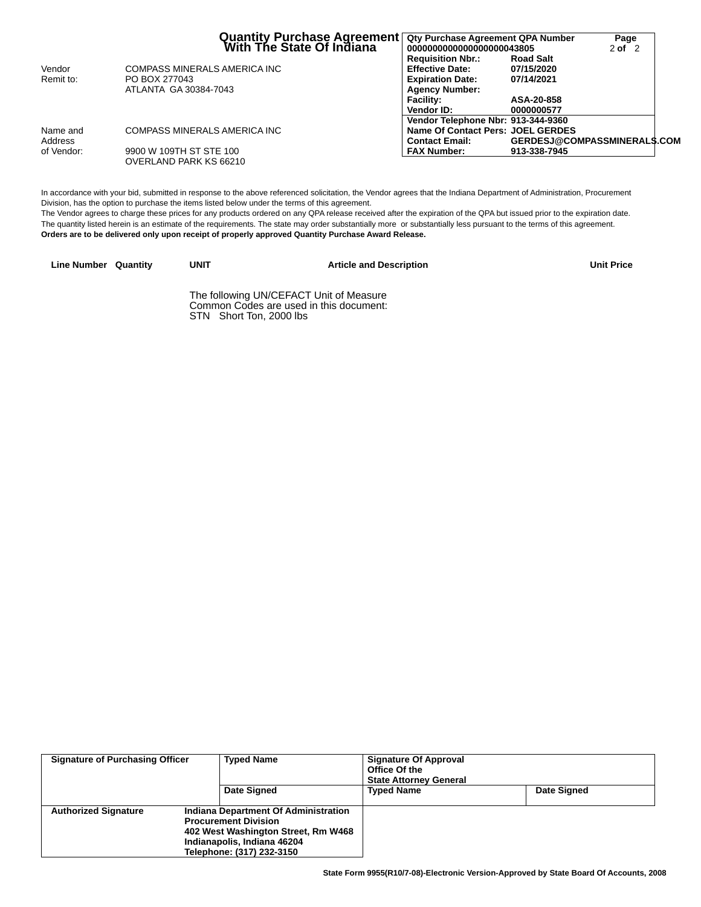# Quantity Purchase Agreement With The State Of Indiana

| | |
|---|---|
| Vendor Remit to: | COMPASS MINERALS AMERICA INC<br>PO BOX 277043<br>ATLANTA GA 30384-7043 |
| Name and Address of Vendor: | COMPASS MINERALS AMERICA INC<br>9900 W 109TH ST STE 100<br>OVERLAND PARK KS 66210 |

| | |
|---|---|
| **Qty Purchase Agreement QPA Number** | **0000000000000000000043805** |
| **Requisition Nbr.:** | **Road Salt** |
| **Effective Date:** | **07/15/2020** |
| **Expiration Date:** | **07/14/2021** |
| **Agency Number:** | |
| **Facility:** | **ASA-20-858** |
| **Vendor ID:** | **0000000577** |
| **Vendor Telephone Nbr:** | **913-344-9360** |
| **Name Of Contact Pers:** | **JOEL GERDES** |
| **Contact Email:** | **GERDESJ@COMPASSMINERALS.COM** |
| **FAX Number:** | **913-338-7945** |

In accordance with your bid, submitted in response to the above referenced solicitation, the Vendor agrees that the Indiana Department of Administration, Procurement Division, has the option to purchase the items listed below under the terms of this agreement.
The Vendor agrees to charge these prices for any products ordered on any QPA release received after the expiration of the QPA but issued prior to the expiration date.
The quantity listed herein is an estimate of the requirements. The state may order substantially more or substantially less pursuant to the terms of this agreement.
**Orders are to be delivered only upon receipt of properly approved Quantity Purchase Award Release.**

| Line Number | Quantity | UNIT | Article and Description | Unit Price |
|---|---|---|---|---|

The following UN/CEFACT Unit of Measure Common Codes are used in this document:
STN Short Ton, 2000 lbs

| | | | |
|---|---|---|---|
| **Signature of Purchasing Officer** | **Typed Name** | **Signature Of Approval Office Of the State Attorney General** | |
| | **Date Signed** | **Typed Name** | **Date Signed** |
| **Authorized Signature** | **Indiana Department Of Administration Procurement Division 402 West Washington Street, Rm W468 Indianapolis, Indiana 46204 Telephone: (317) 232-3150** | | |

**State Form 9955(R10/7-08)-Electronic Version-Approved by State Board Of Accounts, 2008**